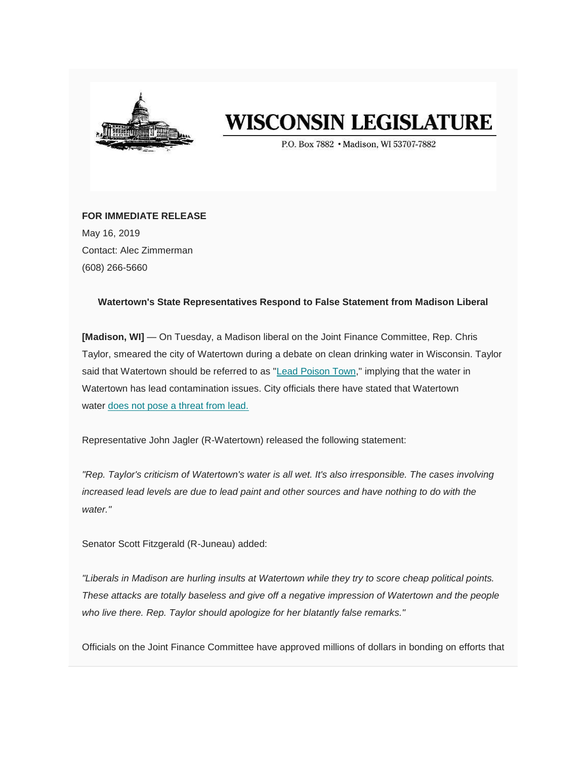# WISCONSIN LEGISLATURE

P.O. Box 7882 • Madison, WI 53707-7882

**FOR IMMEDIATE RELEASE**
May 16, 2019
Contact: Alec Zimmerman
(608) 266-5660

**Watertown's State Representatives Respond to False Statement from Madison Liberal**

**[Madison, WI]** — On Tuesday, a Madison liberal on the Joint Finance Committee, Rep. Chris Taylor, smeared the city of Watertown during a debate on clean drinking water in Wisconsin. Taylor said that Watertown should be referred to as "Lead Poison Town," implying that the water in Watertown has lead contamination issues. City officials there have stated that Watertown water does not pose a threat from lead.

Representative John Jagler (R-Watertown) released the following statement:

*"Rep. Taylor's criticism of Watertown's water is all wet. It's also irresponsible. The cases involving increased lead levels are due to lead paint and other sources and have nothing to do with the water."*

Senator Scott Fitzgerald (R-Juneau) added:

*"Liberals in Madison are hurling insults at Watertown while they try to score cheap political points. These attacks are totally baseless and give off a negative impression of Watertown and the people who live there. Rep. Taylor should apologize for her blatantly false remarks."*

Officials on the Joint Finance Committee have approved millions of dollars in bonding on efforts that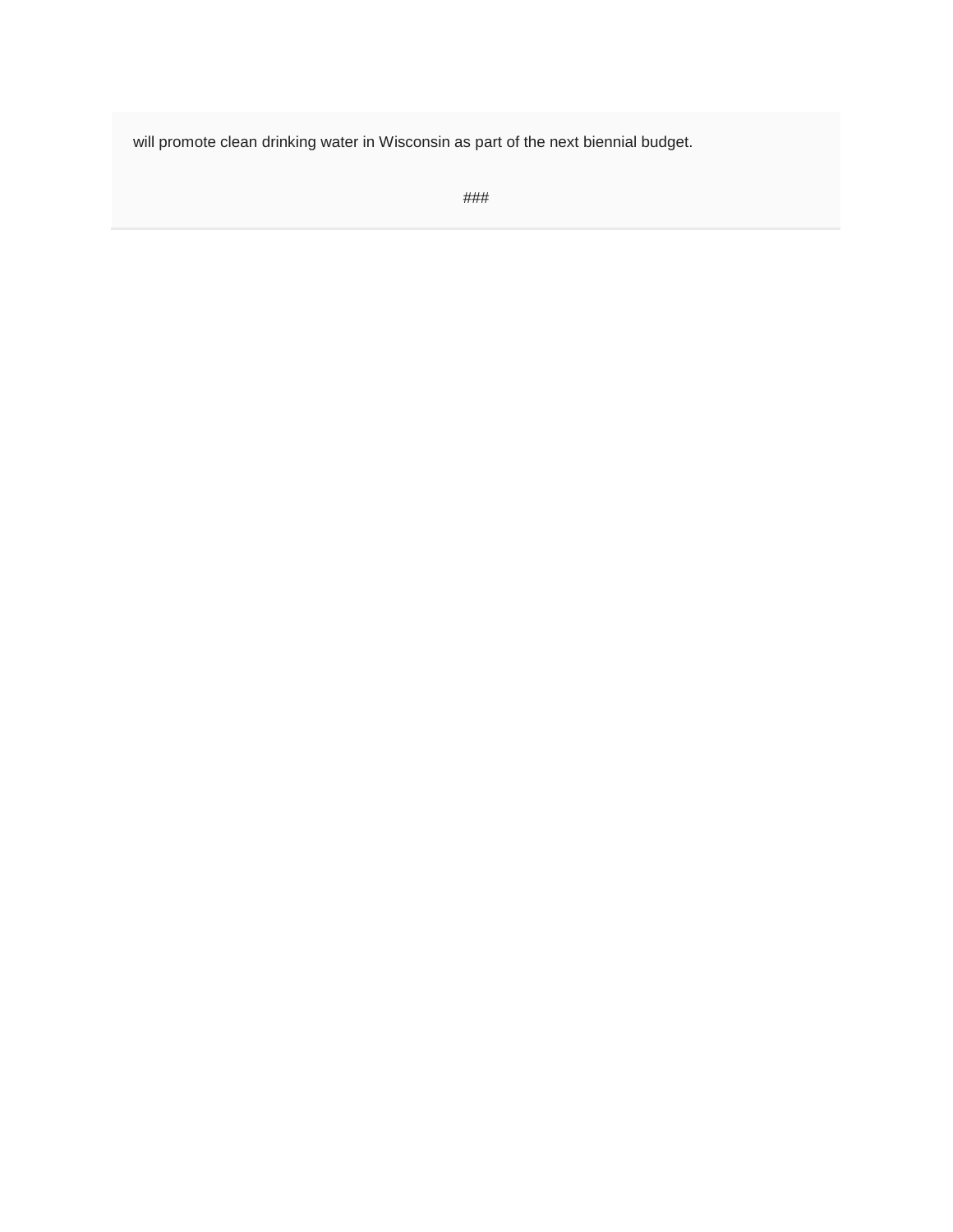will promote clean drinking water in Wisconsin as part of the next biennial budget.

###